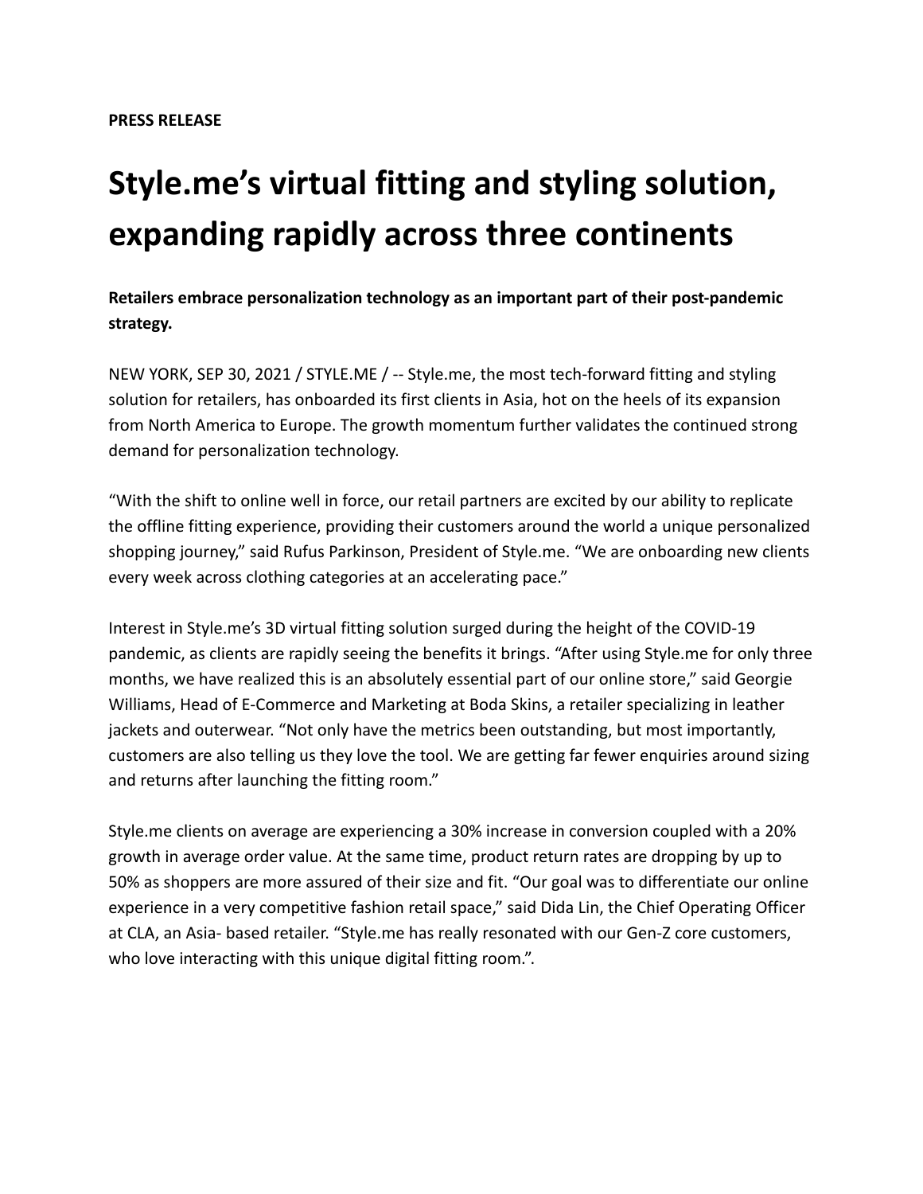**PRESS RELEASE**

# Style.me's virtual fitting and styling solution, expanding rapidly across three continents

**Retailers embrace personalization technology as an important part of their post-pandemic strategy.**

NEW YORK, SEP 30, 2021 / STYLE.ME / -- Style.me, the most tech-forward fitting and styling solution for retailers, has onboarded its first clients in Asia, hot on the heels of its expansion from North America to Europe. The growth momentum further validates the continued strong demand for personalization technology.

"With the shift to online well in force, our retail partners are excited by our ability to replicate the offline fitting experience, providing their customers around the world a unique personalized shopping journey," said Rufus Parkinson, President of Style.me. "We are onboarding new clients every week across clothing categories at an accelerating pace."

Interest in Style.me's 3D virtual fitting solution surged during the height of the COVID-19 pandemic, as clients are rapidly seeing the benefits it brings. "After using Style.me for only three months, we have realized this is an absolutely essential part of our online store," said Georgie Williams, Head of E-Commerce and Marketing at Boda Skins, a retailer specializing in leather jackets and outerwear. "Not only have the metrics been outstanding, but most importantly, customers are also telling us they love the tool. We are getting far fewer enquiries around sizing and returns after launching the fitting room."

Style.me clients on average are experiencing a 30% increase in conversion coupled with a 20% growth in average order value. At the same time, product return rates are dropping by up to 50% as shoppers are more assured of their size and fit. "Our goal was to differentiate our online experience in a very competitive fashion retail space," said Dida Lin, the Chief Operating Officer at CLA, an Asia- based retailer. "Style.me has really resonated with our Gen-Z core customers, who love interacting with this unique digital fitting room.".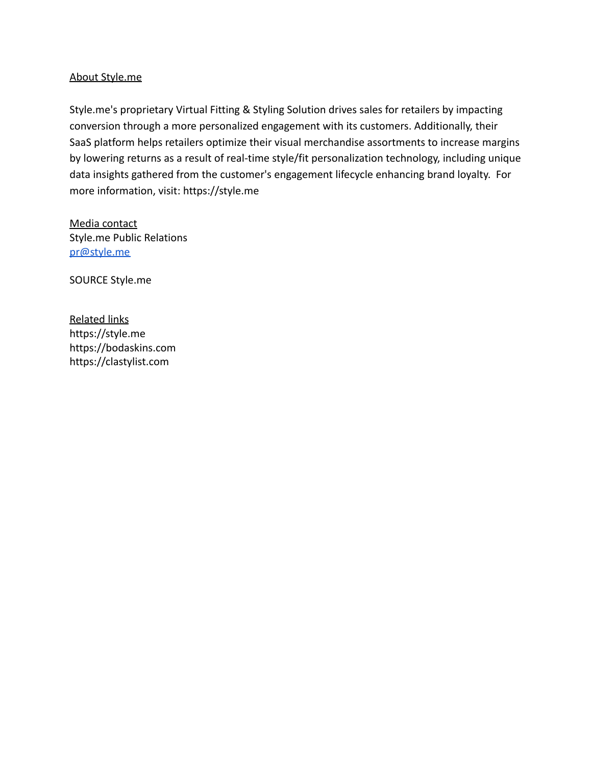About Style.me

Style.me's proprietary Virtual Fitting & Styling Solution drives sales for retailers by impacting conversion through a more personalized engagement with its customers. Additionally, their SaaS platform helps retailers optimize their visual merchandise assortments to increase margins by lowering returns as a result of real-time style/fit personalization technology, including unique data insights gathered from the customer's engagement lifecycle enhancing brand loyalty. For more information, visit: https://style.me

Media contact
Style.me Public Relations
pr@style.me

SOURCE Style.me

Related links
https://style.me
https://bodaskins.com
https://clastylist.com